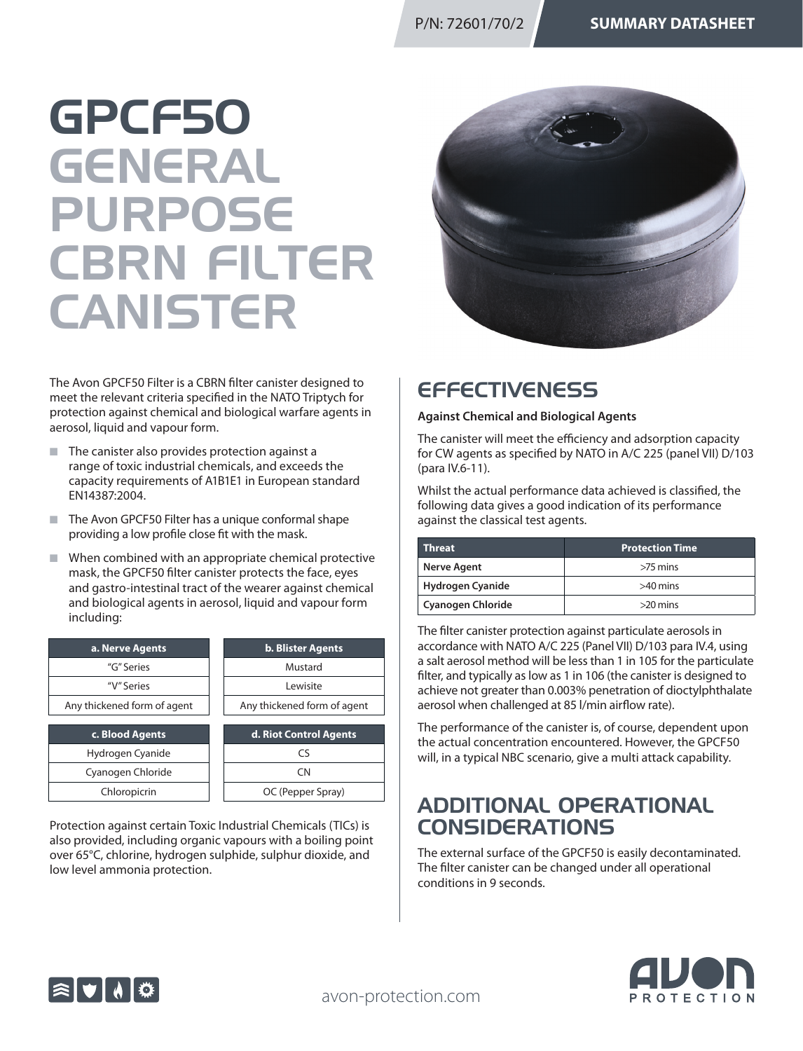P/N: 72601/70/2 — SUMMARY DATASHEET

# GPCF50 GENERAL PURPOSE CBRN FILTER CANISTER

The Avon GPCF50 Filter is a CBRN filter canister designed to meet the relevant criteria specified in the NATO Triptych for protection against chemical and biological warfare agents in aerosol, liquid and vapour form.

- The canister also provides protection against a range of toxic industrial chemicals, and exceeds the capacity requirements of A1B1E1 in European standard EN14387:2004.
- The Avon GPCF50 Filter has a unique conformal shape providing a low profile close fit with the mask.
- When combined with an appropriate chemical protective mask, the GPCF50 filter canister protects the face, eyes and gastro-intestinal tract of the wearer against chemical and biological agents in aerosol, liquid and vapour form including:

| a. Nerve Agents |
| --- |
| "G" Series |
| "V" Series |
| Any thickened form of agent |

| b. Blister Agents |
| --- |
| Mustard |
| Lewisite |
| Any thickened form of agent |

| c. Blood Agents |
| --- |
| Hydrogen Cyanide |
| Cyanogen Chloride |
| Chloropicrin |

| d. Riot Control Agents |
| --- |
| CS |
| CN |
| OC (Pepper Spray) |

Protection against certain Toxic Industrial Chemicals (TICs) is also provided, including organic vapours with a boiling point over 65°C, chlorine, hydrogen sulphide, sulphur dioxide, and low level ammonia protection.

## EFFECTIVENESS

**Against Chemical and Biological Agents**

The canister will meet the efficiency and adsorption capacity for CW agents as specified by NATO in A/C 225 (panel VII) D/103 (para IV.6-11).

Whilst the actual performance data achieved is classified, the following data gives a good indication of its performance against the classical test agents.

| Threat | Protection Time |
| --- | --- |
| **Nerve Agent** | >75 mins |
| **Hydrogen Cyanide** | >40 mins |
| **Cyanogen Chloride** | >20 mins |

The filter canister protection against particulate aerosols in accordance with NATO A/C 225 (Panel VII) D/103 para IV.4, using a salt aerosol method will be less than 1 in $10^5$ for the particulate filter, and typically as low as 1 in $10^6$ (the canister is designed to achieve not greater than 0.003% penetration of dioctylphthalate aerosol when challenged at 85 l/min airflow rate).

The performance of the canister is, of course, dependent upon the actual concentration encountered. However, the GPCF50 will, in a typical NBC scenario, give a multi attack capability.

## ADDITIONAL OPERATIONAL CONSIDERATIONS

The external surface of the GPCF50 is easily decontaminated. The filter canister can be changed under all operational conditions in 9 seconds.

avon-protection.com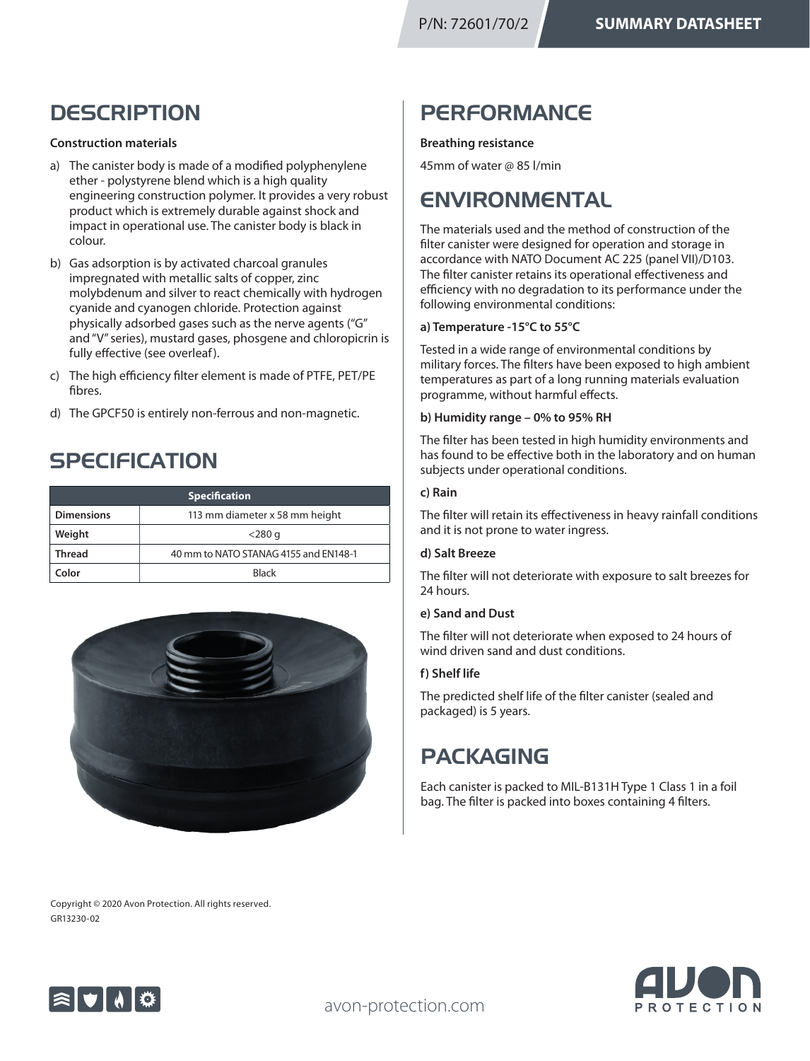## DESCRIPTION

**Construction materials**

a) The canister body is made of a modified polyphenylene ether - polystyrene blend which is a high quality engineering construction polymer. It provides a very robust product which is extremely durable against shock and impact in operational use. The canister body is black in colour.

b) Gas adsorption is by activated charcoal granules impregnated with metallic salts of copper, zinc molybdenum and silver to react chemically with hydrogen cyanide and cyanogen chloride. Protection against physically adsorbed gases such as the nerve agents ("G" and "V" series), mustard gases, phosgene and chloropicrin is fully effective (see overleaf).

c) The high efficiency filter element is made of PTFE, PET/PE fibres.

d) The GPCF50 is entirely non-ferrous and non-magnetic.

## SPECIFICATION

| Specification | |
|---|---|
| **Dimensions** | 113 mm diameter x 58 mm height |
| **Weight** | <280 g |
| **Thread** | 40 mm to NATO STANAG 4155 and EN148-1 |
| **Color** | Black |

## PERFORMANCE

**Breathing resistance**

45mm of water @ 85 l/min

## ENVIRONMENTAL

The materials used and the method of construction of the filter canister were designed for operation and storage in accordance with NATO Document AC 225 (panel VII)/D103. The filter canister retains its operational effectiveness and efficiency with no degradation to its performance under the following environmental conditions:

**a) Temperature -15°C to 55°C**

Tested in a wide range of environmental conditions by military forces. The filters have been exposed to high ambient temperatures as part of a long running materials evaluation programme, without harmful effects.

**b) Humidity range – 0% to 95% RH**

The filter has been tested in high humidity environments and has found to be effective both in the laboratory and on human subjects under operational conditions.

**c) Rain**

The filter will retain its effectiveness in heavy rainfall conditions and it is not prone to water ingress.

**d) Salt Breeze**

The filter will not deteriorate with exposure to salt breezes for 24 hours.

**e) Sand and Dust**

The filter will not deteriorate when exposed to 24 hours of wind driven sand and dust conditions.

**f) Shelf life**

The predicted shelf life of the filter canister (sealed and packaged) is 5 years.

## PACKAGING

Each canister is packed to MIL-B131H Type 1 Class 1 in a foil bag. The filter is packed into boxes containing 4 filters.

Copyright © 2020 Avon Protection. All rights reserved.
GR13230-02